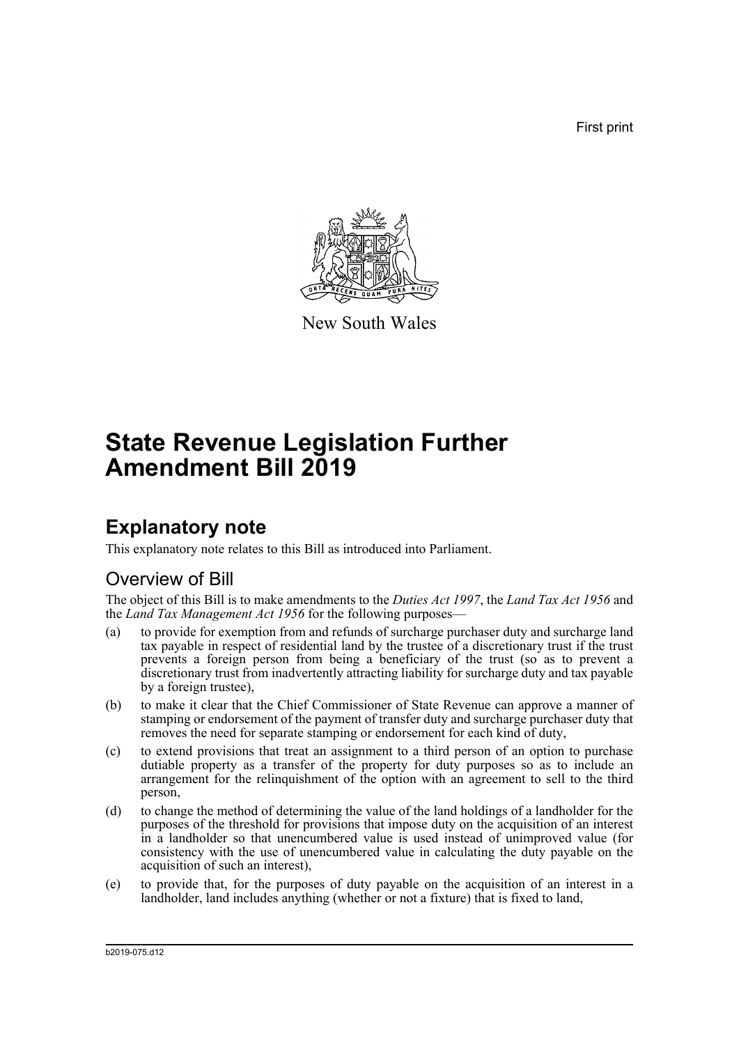First print

New South Wales

# State Revenue Legislation Further Amendment Bill 2019

## Explanatory note

This explanatory note relates to this Bill as introduced into Parliament.

### Overview of Bill

The object of this Bill is to make amendments to the *Duties Act 1997*, the *Land Tax Act 1956* and the *Land Tax Management Act 1956* for the following purposes—

(a) to provide for exemption from and refunds of surcharge purchaser duty and surcharge land tax payable in respect of residential land by the trustee of a discretionary trust if the trust prevents a foreign person from being a beneficiary of the trust (so as to prevent a discretionary trust from inadvertently attracting liability for surcharge duty and tax payable by a foreign trustee),

(b) to make it clear that the Chief Commissioner of State Revenue can approve a manner of stamping or endorsement of the payment of transfer duty and surcharge purchaser duty that removes the need for separate stamping or endorsement for each kind of duty,

(c) to extend provisions that treat an assignment to a third person of an option to purchase dutiable property as a transfer of the property for duty purposes so as to include an arrangement for the relinquishment of the option with an agreement to sell to the third person,

(d) to change the method of determining the value of the land holdings of a landholder for the purposes of the threshold for provisions that impose duty on the acquisition of an interest in a landholder so that unencumbered value is used instead of unimproved value (for consistency with the use of unencumbered value in calculating the duty payable on the acquisition of such an interest),

(e) to provide that, for the purposes of duty payable on the acquisition of an interest in a landholder, land includes anything (whether or not a fixture) that is fixed to land,

b2019-075.d12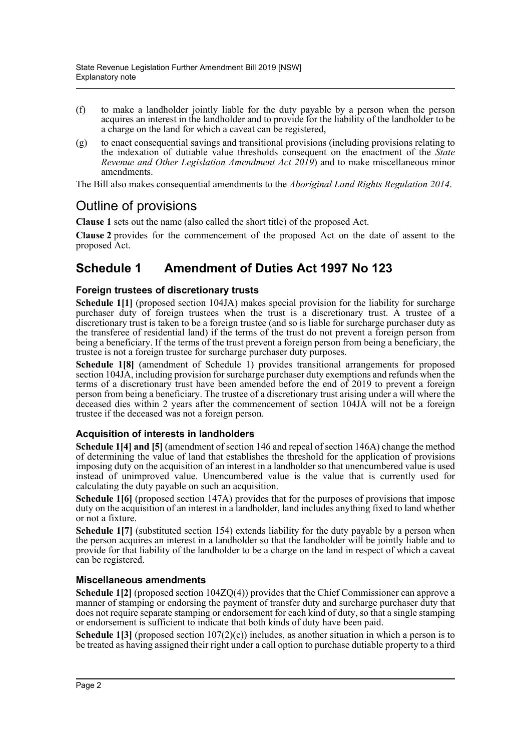(f) to make a landholder jointly liable for the duty payable by a person when the person acquires an interest in the landholder and to provide for the liability of the landholder to be a charge on the land for which a caveat can be registered,

(g) to enact consequential savings and transitional provisions (including provisions relating to the indexation of dutiable value thresholds consequent on the enactment of the *State Revenue and Other Legislation Amendment Act 2019*) and to make miscellaneous minor amendments.

The Bill also makes consequential amendments to the *Aboriginal Land Rights Regulation 2014*.

## Outline of provisions

**Clause 1** sets out the name (also called the short title) of the proposed Act.

**Clause 2** provides for the commencement of the proposed Act on the date of assent to the proposed Act.

## Schedule 1 Amendment of Duties Act 1997 No 123

### Foreign trustees of discretionary trusts

**Schedule 1[1]** (proposed section 104JA) makes special provision for the liability for surcharge purchaser duty of foreign trustees when the trust is a discretionary trust. A trustee of a discretionary trust is taken to be a foreign trustee (and so is liable for surcharge purchaser duty as the transferee of residential land) if the terms of the trust do not prevent a foreign person from being a beneficiary. If the terms of the trust prevent a foreign person from being a beneficiary, the trustee is not a foreign trustee for surcharge purchaser duty purposes.

**Schedule 1[8]** (amendment of Schedule 1) provides transitional arrangements for proposed section 104JA, including provision for surcharge purchaser duty exemptions and refunds when the terms of a discretionary trust have been amended before the end of 2019 to prevent a foreign person from being a beneficiary. The trustee of a discretionary trust arising under a will where the deceased dies within 2 years after the commencement of section 104JA will not be a foreign trustee if the deceased was not a foreign person.

### Acquisition of interests in landholders

**Schedule 1[4] and [5]** (amendment of section 146 and repeal of section 146A) change the method of determining the value of land that establishes the threshold for the application of provisions imposing duty on the acquisition of an interest in a landholder so that unencumbered value is used instead of unimproved value. Unencumbered value is the value that is currently used for calculating the duty payable on such an acquisition.

**Schedule 1[6]** (proposed section 147A) provides that for the purposes of provisions that impose duty on the acquisition of an interest in a landholder, land includes anything fixed to land whether or not a fixture.

**Schedule 1[7]** (substituted section 154) extends liability for the duty payable by a person when the person acquires an interest in a landholder so that the landholder will be jointly liable and to provide for that liability of the landholder to be a charge on the land in respect of which a caveat can be registered.

### Miscellaneous amendments

**Schedule 1[2]** (proposed section 104ZQ(4)) provides that the Chief Commissioner can approve a manner of stamping or endorsing the payment of transfer duty and surcharge purchaser duty that does not require separate stamping or endorsement for each kind of duty, so that a single stamping or endorsement is sufficient to indicate that both kinds of duty have been paid.

**Schedule 1[3]** (proposed section 107(2)(c)) includes, as another situation in which a person is to be treated as having assigned their right under a call option to purchase dutiable property to a third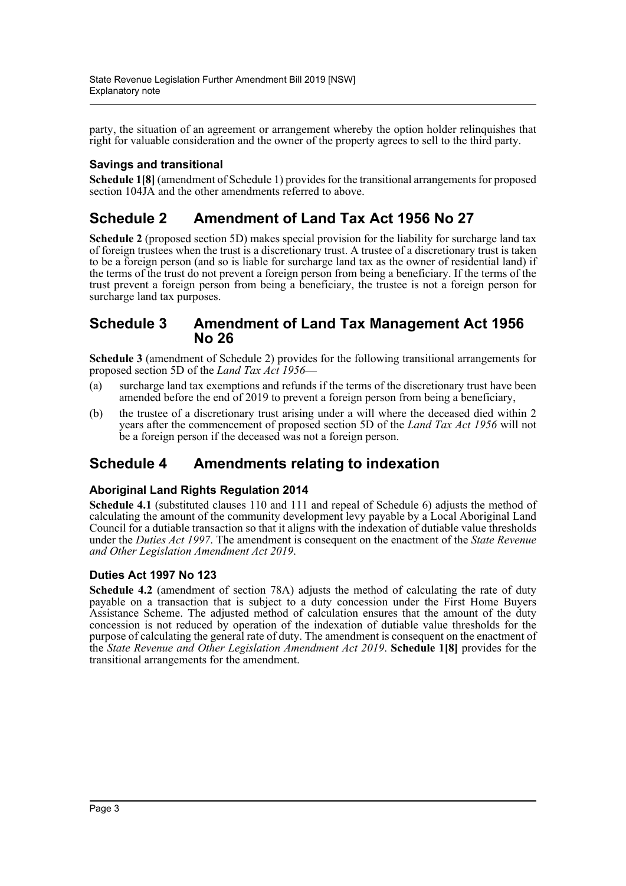party, the situation of an agreement or arrangement whereby the option holder relinquishes that right for valuable consideration and the owner of the property agrees to sell to the third party.

### Savings and transitional

**Schedule 1[8]** (amendment of Schedule 1) provides for the transitional arrangements for proposed section 104JA and the other amendments referred to above.

## Schedule 2 Amendment of Land Tax Act 1956 No 27

**Schedule 2** (proposed section 5D) makes special provision for the liability for surcharge land tax of foreign trustees when the trust is a discretionary trust. A trustee of a discretionary trust is taken to be a foreign person (and so is liable for surcharge land tax as the owner of residential land) if the terms of the trust do not prevent a foreign person from being a beneficiary. If the terms of the trust prevent a foreign person from being a beneficiary, the trustee is not a foreign person for surcharge land tax purposes.

## Schedule 3 Amendment of Land Tax Management Act 1956 No 26

**Schedule 3** (amendment of Schedule 2) provides for the following transitional arrangements for proposed section 5D of the *Land Tax Act 1956*—

(a) surcharge land tax exemptions and refunds if the terms of the discretionary trust have been amended before the end of 2019 to prevent a foreign person from being a beneficiary,

(b) the trustee of a discretionary trust arising under a will where the deceased died within 2 years after the commencement of proposed section 5D of the *Land Tax Act 1956* will not be a foreign person if the deceased was not a foreign person.

## Schedule 4 Amendments relating to indexation

### Aboriginal Land Rights Regulation 2014

**Schedule 4.1** (substituted clauses 110 and 111 and repeal of Schedule 6) adjusts the method of calculating the amount of the community development levy payable by a Local Aboriginal Land Council for a dutiable transaction so that it aligns with the indexation of dutiable value thresholds under the *Duties Act 1997*. The amendment is consequent on the enactment of the *State Revenue and Other Legislation Amendment Act 2019*.

### Duties Act 1997 No 123

**Schedule 4.2** (amendment of section 78A) adjusts the method of calculating the rate of duty payable on a transaction that is subject to a duty concession under the First Home Buyers Assistance Scheme. The adjusted method of calculation ensures that the amount of the duty concession is not reduced by operation of the indexation of dutiable value thresholds for the purpose of calculating the general rate of duty. The amendment is consequent on the enactment of the *State Revenue and Other Legislation Amendment Act 2019*. **Schedule 1[8]** provides for the transitional arrangements for the amendment.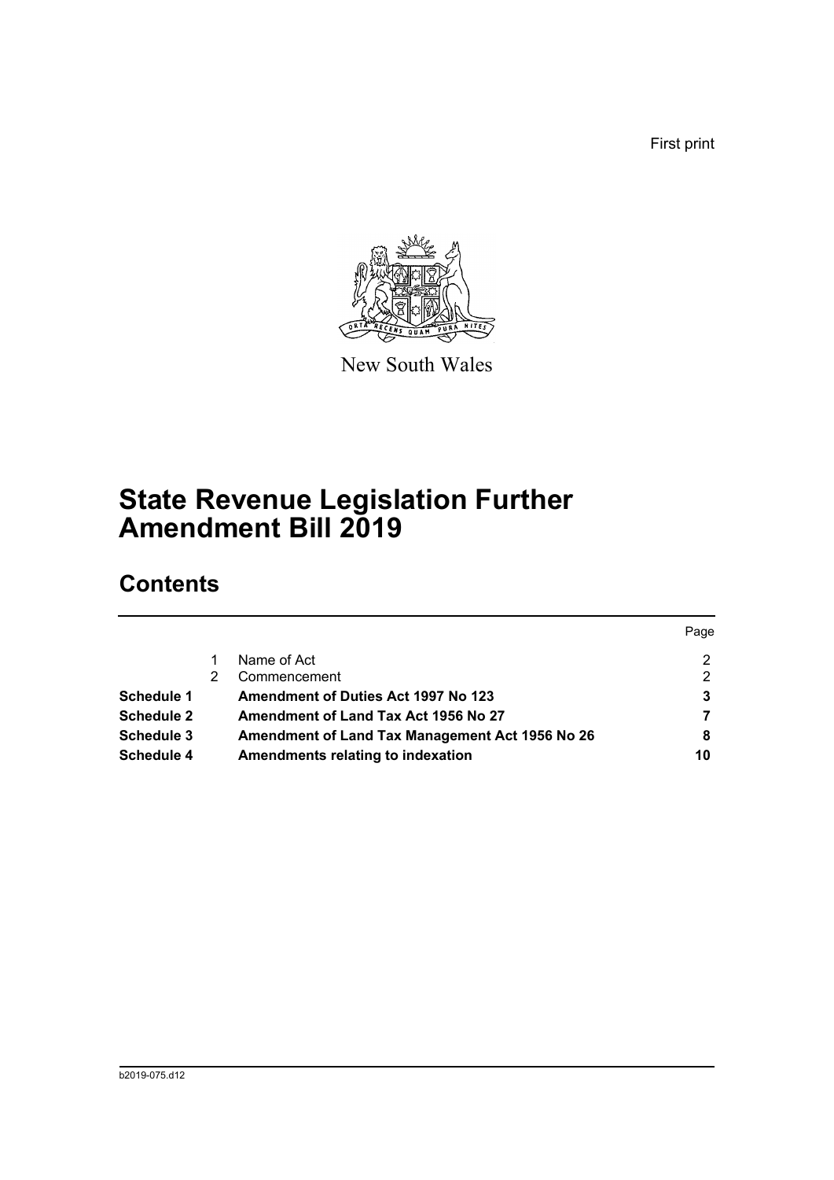First print

New South Wales

# State Revenue Legislation Further Amendment Bill 2019

## Contents

| | | | Page |
|---|---|---|---|
| | 1 | Name of Act | 2 |
| | 2 | Commencement | 2 |
| **Schedule 1** | | **Amendment of Duties Act 1997 No 123** | **3** |
| **Schedule 2** | | **Amendment of Land Tax Act 1956 No 27** | **7** |
| **Schedule 3** | | **Amendment of Land Tax Management Act 1956 No 26** | **8** |
| **Schedule 4** | | **Amendments relating to indexation** | **10** |

b2019-075.d12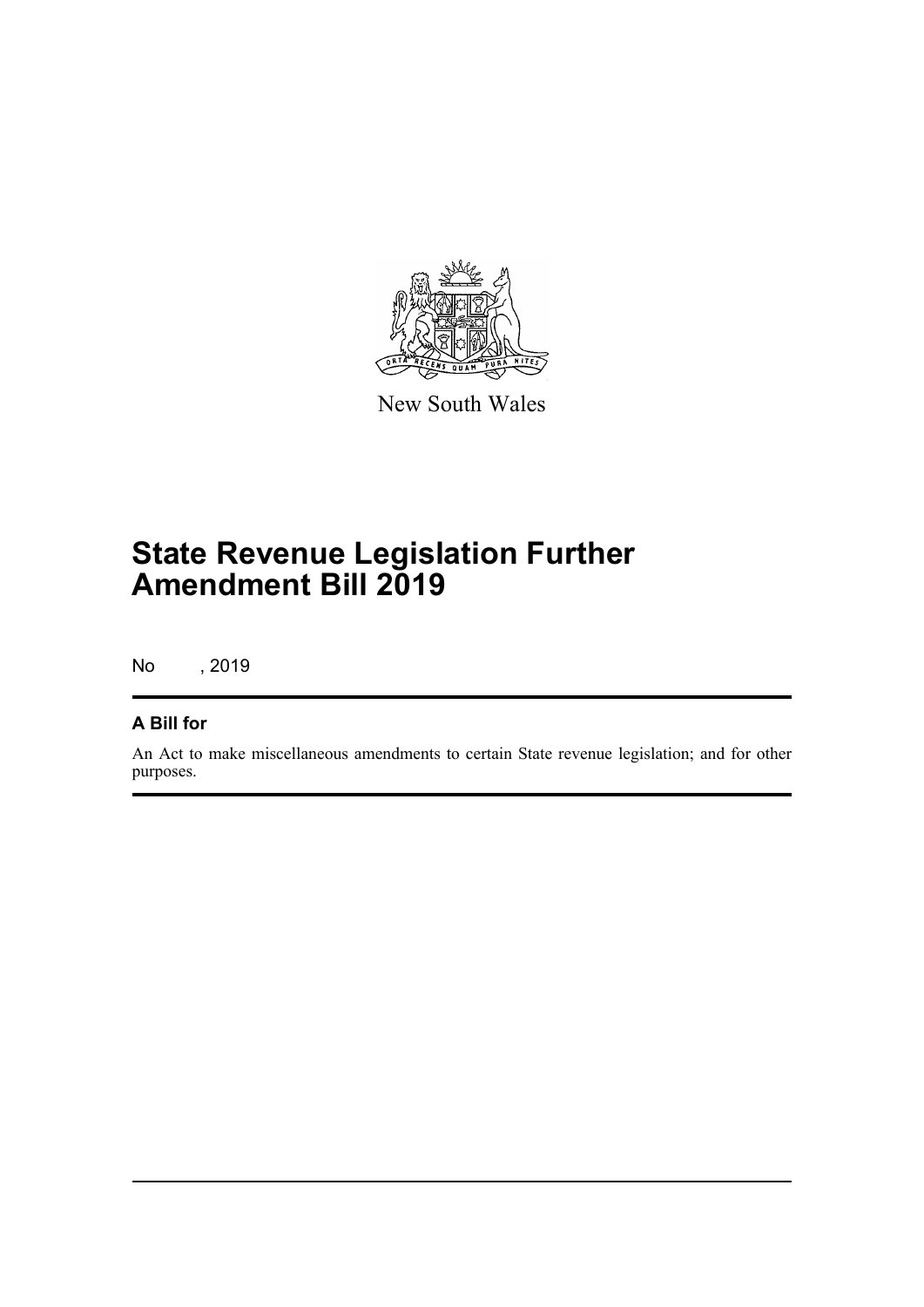New South Wales

# State Revenue Legislation Further Amendment Bill 2019

No , 2019

## A Bill for

An Act to make miscellaneous amendments to certain State revenue legislation; and for other purposes.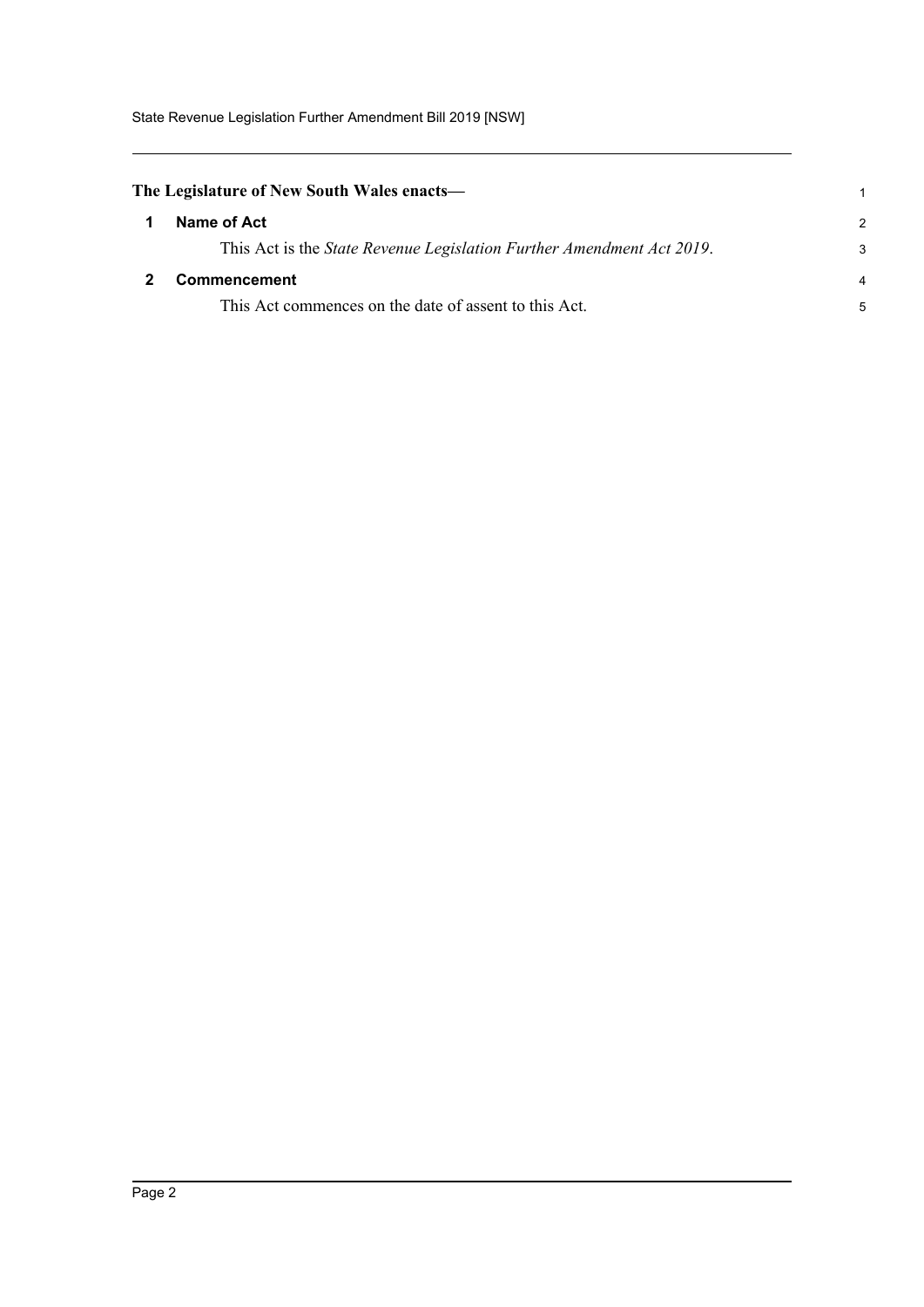**The Legislature of New South Wales enacts—**

## 1 Name of Act

This Act is the *State Revenue Legislation Further Amendment Act 2019*.

## 2 Commencement

This Act commences on the date of assent to this Act.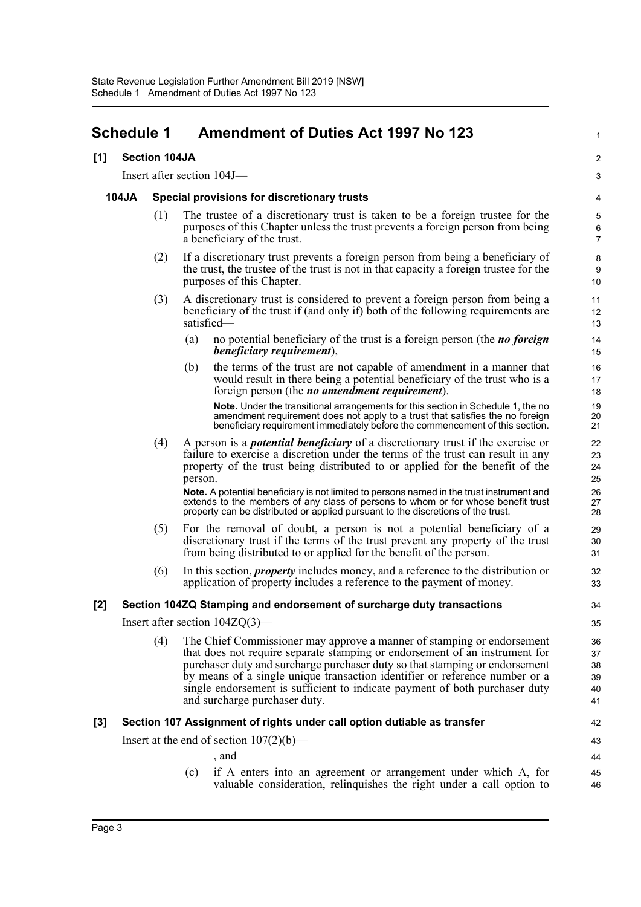# Schedule 1 Amendment of Duties Act 1997 No 123

## [1] Section 104JA

Insert after section 104J—

### 104JA Special provisions for discretionary trusts

(1) The trustee of a discretionary trust is taken to be a foreign trustee for the purposes of this Chapter unless the trust prevents a foreign person from being a beneficiary of the trust.

(2) If a discretionary trust prevents a foreign person from being a beneficiary of the trust, the trustee of the trust is not in that capacity a foreign trustee for the purposes of this Chapter.

(3) A discretionary trust is considered to prevent a foreign person from being a beneficiary of the trust if (and only if) both of the following requirements are satisfied—

(a) no potential beneficiary of the trust is a foreign person (the ***no foreign beneficiary requirement***),

(b) the terms of the trust are not capable of amendment in a manner that would result in there being a potential beneficiary of the trust who is a foreign person (the ***no amendment requirement***).

**Note.** Under the transitional arrangements for this section in Schedule 1, the no amendment requirement does not apply to a trust that satisfies the no foreign beneficiary requirement immediately before the commencement of this section.

(4) A person is a ***potential beneficiary*** of a discretionary trust if the exercise or failure to exercise a discretion under the terms of the trust can result in any property of the trust being distributed to or applied for the benefit of the person.

**Note.** A potential beneficiary is not limited to persons named in the trust instrument and extends to the members of any class of persons to whom or for whose benefit trust property can be distributed or applied pursuant to the discretions of the trust.

(5) For the removal of doubt, a person is not a potential beneficiary of a discretionary trust if the terms of the trust prevent any property of the trust from being distributed to or applied for the benefit of the person.

(6) In this section, ***property*** includes money, and a reference to the distribution or application of property includes a reference to the payment of money.

## [2] Section 104ZQ Stamping and endorsement of surcharge duty transactions

Insert after section 104ZQ(3)—

(4) The Chief Commissioner may approve a manner of stamping or endorsement that does not require separate stamping or endorsement of an instrument for purchaser duty and surcharge purchaser duty so that stamping or endorsement by means of a single unique transaction identifier or reference number or a single endorsement is sufficient to indicate payment of both purchaser duty and surcharge purchaser duty.

## [3] Section 107 Assignment of rights under call option dutiable as transfer

Insert at the end of section 107(2)(b)—

, and

(c) if A enters into an agreement or arrangement under which A, for valuable consideration, relinquishes the right under a call option to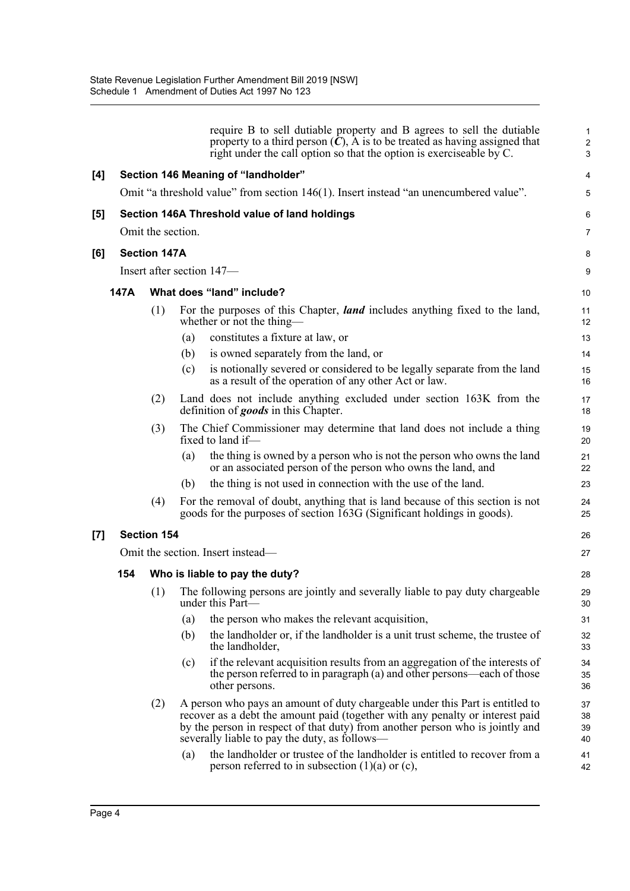require B to sell dutiable property and B agrees to sell the dutiable property to a third person (*C*), A is to be treated as having assigned that right under the call option so that the option is exerciseable by C.

**[4] Section 146 Meaning of "landholder"**

Omit "a threshold value" from section 146(1). Insert instead "an unencumbered value".

**[5] Section 146A Threshold value of land holdings**

Omit the section.

**[6] Section 147A**

Insert after section 147—

**147A What does "land" include?**

(1) For the purposes of this Chapter, ***land*** includes anything fixed to the land, whether or not the thing—

(a) constitutes a fixture at law, or

(b) is owned separately from the land, or

(c) is notionally severed or considered to be legally separate from the land as a result of the operation of any other Act or law.

(2) Land does not include anything excluded under section 163K from the definition of ***goods*** in this Chapter.

(3) The Chief Commissioner may determine that land does not include a thing fixed to land if—

(a) the thing is owned by a person who is not the person who owns the land or an associated person of the person who owns the land, and

(b) the thing is not used in connection with the use of the land.

(4) For the removal of doubt, anything that is land because of this section is not goods for the purposes of section 163G (Significant holdings in goods).

**[7] Section 154**

Omit the section. Insert instead—

**154 Who is liable to pay the duty?**

(1) The following persons are jointly and severally liable to pay duty chargeable under this Part—

(a) the person who makes the relevant acquisition,

(b) the landholder or, if the landholder is a unit trust scheme, the trustee of the landholder,

(c) if the relevant acquisition results from an aggregation of the interests of the person referred to in paragraph (a) and other persons—each of those other persons.

(2) A person who pays an amount of duty chargeable under this Part is entitled to recover as a debt the amount paid (together with any penalty or interest paid by the person in respect of that duty) from another person who is jointly and severally liable to pay the duty, as follows—

(a) the landholder or trustee of the landholder is entitled to recover from a person referred to in subsection (1)(a) or (c),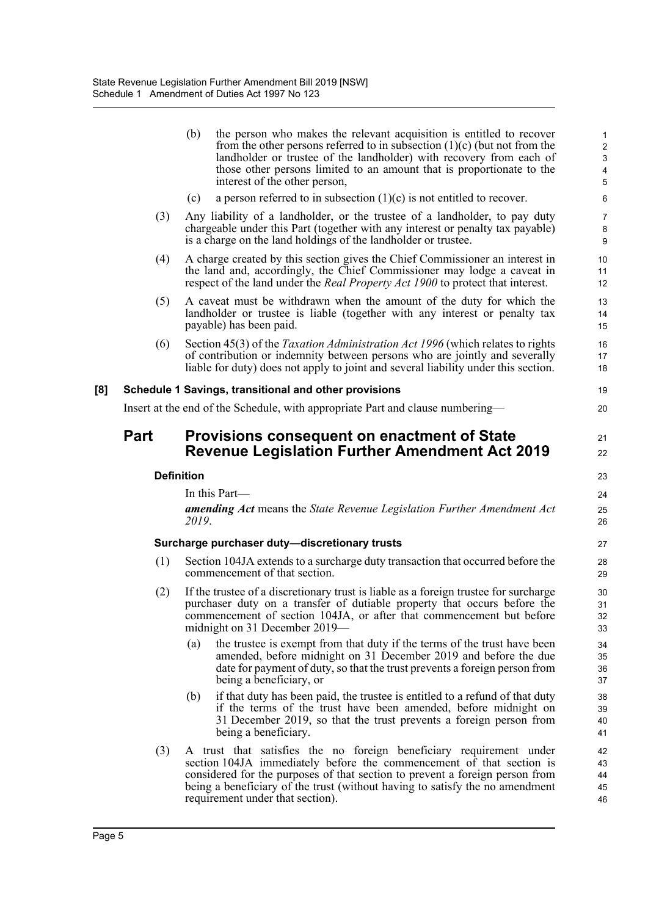(b) the person who makes the relevant acquisition is entitled to recover from the other persons referred to in subsection (1)(c) (but not from the landholder or trustee of the landholder) with recovery from each of those other persons limited to an amount that is proportionate to the interest of the other person,

(c) a person referred to in subsection (1)(c) is not entitled to recover.

(3) Any liability of a landholder, or the trustee of a landholder, to pay duty chargeable under this Part (together with any interest or penalty tax payable) is a charge on the land holdings of the landholder or trustee.

(4) A charge created by this section gives the Chief Commissioner an interest in the land and, accordingly, the Chief Commissioner may lodge a caveat in respect of the land under the *Real Property Act 1900* to protect that interest.

(5) A caveat must be withdrawn when the amount of the duty for which the landholder or trustee is liable (together with any interest or penalty tax payable) has been paid.

(6) Section 45(3) of the *Taxation Administration Act 1996* (which relates to rights of contribution or indemnity between persons who are jointly and severally liable for duty) does not apply to joint and several liability under this section.

**[8] Schedule 1 Savings, transitional and other provisions**

Insert at the end of the Schedule, with appropriate Part and clause numbering—

## Part Provisions consequent on enactment of State Revenue Legislation Further Amendment Act 2019

**Definition**

In this Part—

***amending Act*** means the *State Revenue Legislation Further Amendment Act 2019*.

**Surcharge purchaser duty—discretionary trusts**

(1) Section 104JA extends to a surcharge duty transaction that occurred before the commencement of that section.

(2) If the trustee of a discretionary trust is liable as a foreign trustee for surcharge purchaser duty on a transfer of dutiable property that occurs before the commencement of section 104JA, or after that commencement but before midnight on 31 December 2019—

(a) the trustee is exempt from that duty if the terms of the trust have been amended, before midnight on 31 December 2019 and before the due date for payment of duty, so that the trust prevents a foreign person from being a beneficiary, or

(b) if that duty has been paid, the trustee is entitled to a refund of that duty if the terms of the trust have been amended, before midnight on 31 December 2019, so that the trust prevents a foreign person from being a beneficiary.

(3) A trust that satisfies the no foreign beneficiary requirement under section 104JA immediately before the commencement of that section is considered for the purposes of that section to prevent a foreign person from being a beneficiary of the trust (without having to satisfy the no amendment requirement under that section).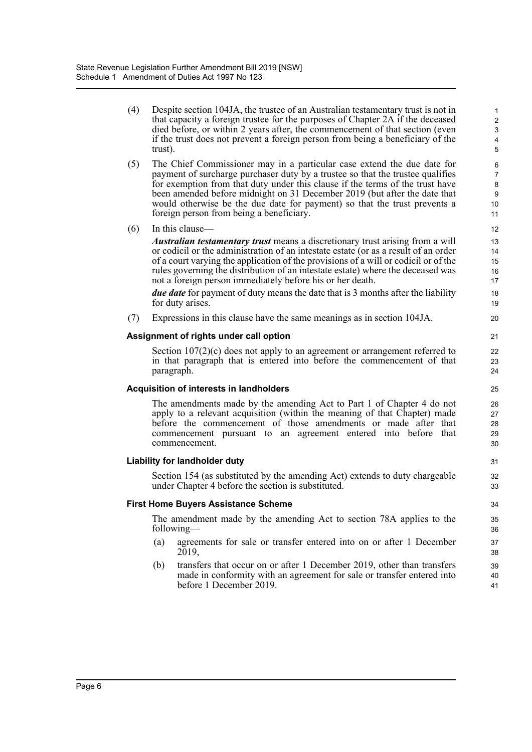(4) Despite section 104JA, the trustee of an Australian testamentary trust is not in that capacity a foreign trustee for the purposes of Chapter 2A if the deceased died before, or within 2 years after, the commencement of that section (even if the trust does not prevent a foreign person from being a beneficiary of the trust).

(5) The Chief Commissioner may in a particular case extend the due date for payment of surcharge purchaser duty by a trustee so that the trustee qualifies for exemption from that duty under this clause if the terms of the trust have been amended before midnight on 31 December 2019 (but after the date that would otherwise be the due date for payment) so that the trust prevents a foreign person from being a beneficiary.

(6) In this clause—

***Australian testamentary trust*** means a discretionary trust arising from a will or codicil or the administration of an intestate estate (or as a result of an order of a court varying the application of the provisions of a will or codicil or of the rules governing the distribution of an intestate estate) where the deceased was not a foreign person immediately before his or her death.

***due date*** for payment of duty means the date that is 3 months after the liability for duty arises.

(7) Expressions in this clause have the same meanings as in section 104JA.

**Assignment of rights under call option**

Section 107(2)(c) does not apply to an agreement or arrangement referred to in that paragraph that is entered into before the commencement of that paragraph.

**Acquisition of interests in landholders**

The amendments made by the amending Act to Part 1 of Chapter 4 do not apply to a relevant acquisition (within the meaning of that Chapter) made before the commencement of those amendments or made after that commencement pursuant to an agreement entered into before that commencement.

**Liability for landholder duty**

Section 154 (as substituted by the amending Act) extends to duty chargeable under Chapter 4 before the section is substituted.

**First Home Buyers Assistance Scheme**

The amendment made by the amending Act to section 78A applies to the following—

(a) agreements for sale or transfer entered into on or after 1 December 2019,

(b) transfers that occur on or after 1 December 2019, other than transfers made in conformity with an agreement for sale or transfer entered into before 1 December 2019.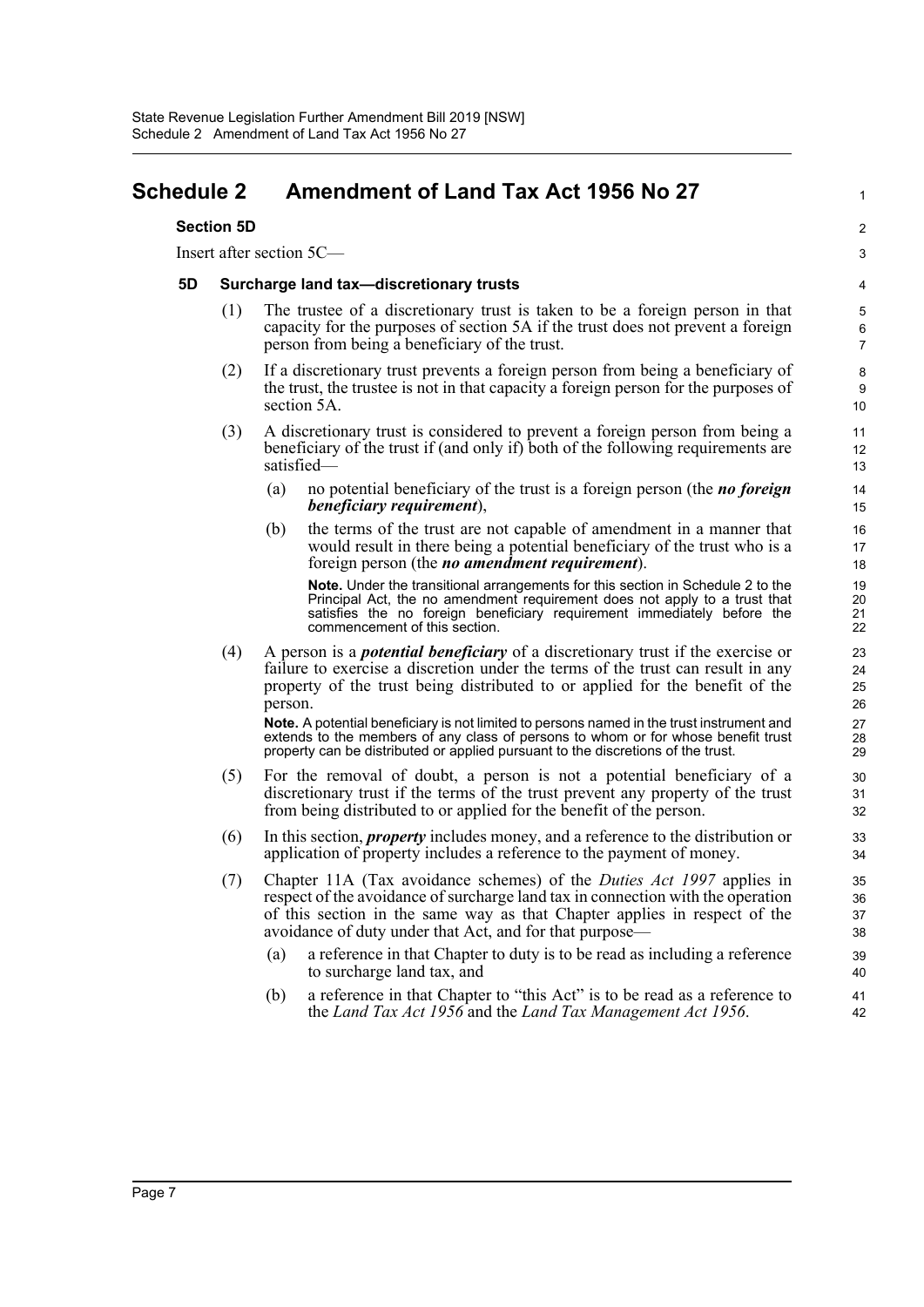# Schedule 2 Amendment of Land Tax Act 1956 No 27

## Section 5D

Insert after section 5C—

### 5D Surcharge land tax—discretionary trusts

(1) The trustee of a discretionary trust is taken to be a foreign person in that capacity for the purposes of section 5A if the trust does not prevent a foreign person from being a beneficiary of the trust.

(2) If a discretionary trust prevents a foreign person from being a beneficiary of the trust, the trustee is not in that capacity a foreign person for the purposes of section 5A.

(3) A discretionary trust is considered to prevent a foreign person from being a beneficiary of the trust if (and only if) both of the following requirements are satisfied—

(a) no potential beneficiary of the trust is a foreign person (the ***no foreign beneficiary requirement***),

(b) the terms of the trust are not capable of amendment in a manner that would result in there being a potential beneficiary of the trust who is a foreign person (the ***no amendment requirement***).

**Note.** Under the transitional arrangements for this section in Schedule 2 to the Principal Act, the no amendment requirement does not apply to a trust that satisfies the no foreign beneficiary requirement immediately before the commencement of this section.

(4) A person is a ***potential beneficiary*** of a discretionary trust if the exercise or failure to exercise a discretion under the terms of the trust can result in any property of the trust being distributed to or applied for the benefit of the person.

**Note.** A potential beneficiary is not limited to persons named in the trust instrument and extends to the members of any class of persons to whom or for whose benefit trust property can be distributed or applied pursuant to the discretions of the trust.

(5) For the removal of doubt, a person is not a potential beneficiary of a discretionary trust if the terms of the trust prevent any property of the trust from being distributed to or applied for the benefit of the person.

(6) In this section, ***property*** includes money, and a reference to the distribution or application of property includes a reference to the payment of money.

(7) Chapter 11A (Tax avoidance schemes) of the *Duties Act 1997* applies in respect of the avoidance of surcharge land tax in connection with the operation of this section in the same way as that Chapter applies in respect of the avoidance of duty under that Act, and for that purpose—

(a) a reference in that Chapter to duty is to be read as including a reference to surcharge land tax, and

(b) a reference in that Chapter to "this Act" is to be read as a reference to the *Land Tax Act 1956* and the *Land Tax Management Act 1956*.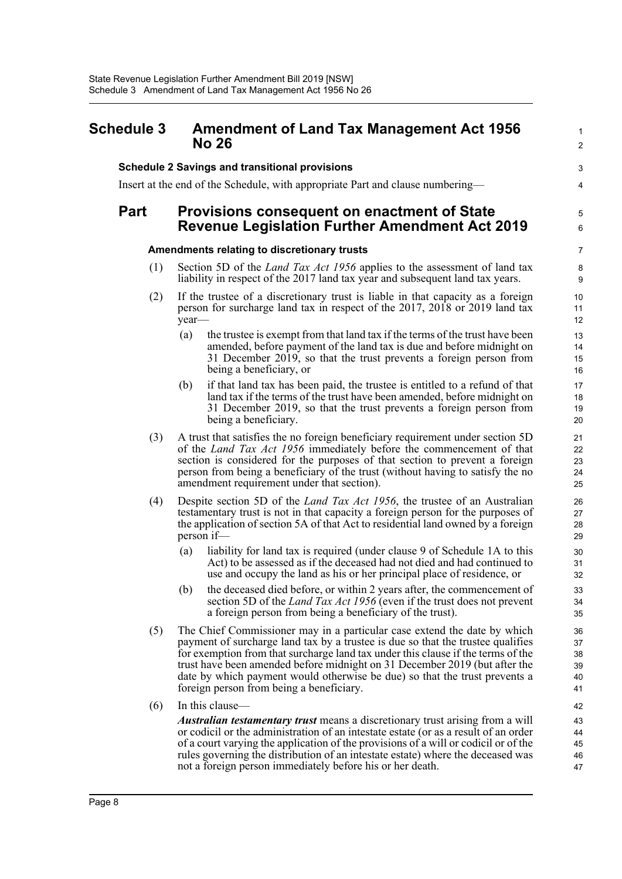# Schedule 3 Amendment of Land Tax Management Act 1956 No 26

**Schedule 2 Savings and transitional provisions**

Insert at the end of the Schedule, with appropriate Part and clause numbering—

## Part Provisions consequent on enactment of State Revenue Legislation Further Amendment Act 2019

**Amendments relating to discretionary trusts**

(1) Section 5D of the *Land Tax Act 1956* applies to the assessment of land tax liability in respect of the 2017 land tax year and subsequent land tax years.

(2) If the trustee of a discretionary trust is liable in that capacity as a foreign person for surcharge land tax in respect of the 2017, 2018 or 2019 land tax year—

- (a) the trustee is exempt from that land tax if the terms of the trust have been amended, before payment of the land tax is due and before midnight on 31 December 2019, so that the trust prevents a foreign person from being a beneficiary, or
- (b) if that land tax has been paid, the trustee is entitled to a refund of that land tax if the terms of the trust have been amended, before midnight on 31 December 2019, so that the trust prevents a foreign person from being a beneficiary.

(3) A trust that satisfies the no foreign beneficiary requirement under section 5D of the *Land Tax Act 1956* immediately before the commencement of that section is considered for the purposes of that section to prevent a foreign person from being a beneficiary of the trust (without having to satisfy the no amendment requirement under that section).

(4) Despite section 5D of the *Land Tax Act 1956*, the trustee of an Australian testamentary trust is not in that capacity a foreign person for the purposes of the application of section 5A of that Act to residential land owned by a foreign person if—

- (a) liability for land tax is required (under clause 9 of Schedule 1A to this Act) to be assessed as if the deceased had not died and had continued to use and occupy the land as his or her principal place of residence, or
- (b) the deceased died before, or within 2 years after, the commencement of section 5D of the *Land Tax Act 1956* (even if the trust does not prevent a foreign person from being a beneficiary of the trust).

(5) The Chief Commissioner may in a particular case extend the date by which payment of surcharge land tax by a trustee is due so that the trustee qualifies for exemption from that surcharge land tax under this clause if the terms of the trust have been amended before midnight on 31 December 2019 (but after the date by which payment would otherwise be due) so that the trust prevents a foreign person from being a beneficiary.

(6) In this clause—

***Australian testamentary trust*** means a discretionary trust arising from a will or codicil or the administration of an intestate estate (or as a result of an order of a court varying the application of the provisions of a will or codicil or of the rules governing the distribution of an intestate estate) where the deceased was not a foreign person immediately before his or her death.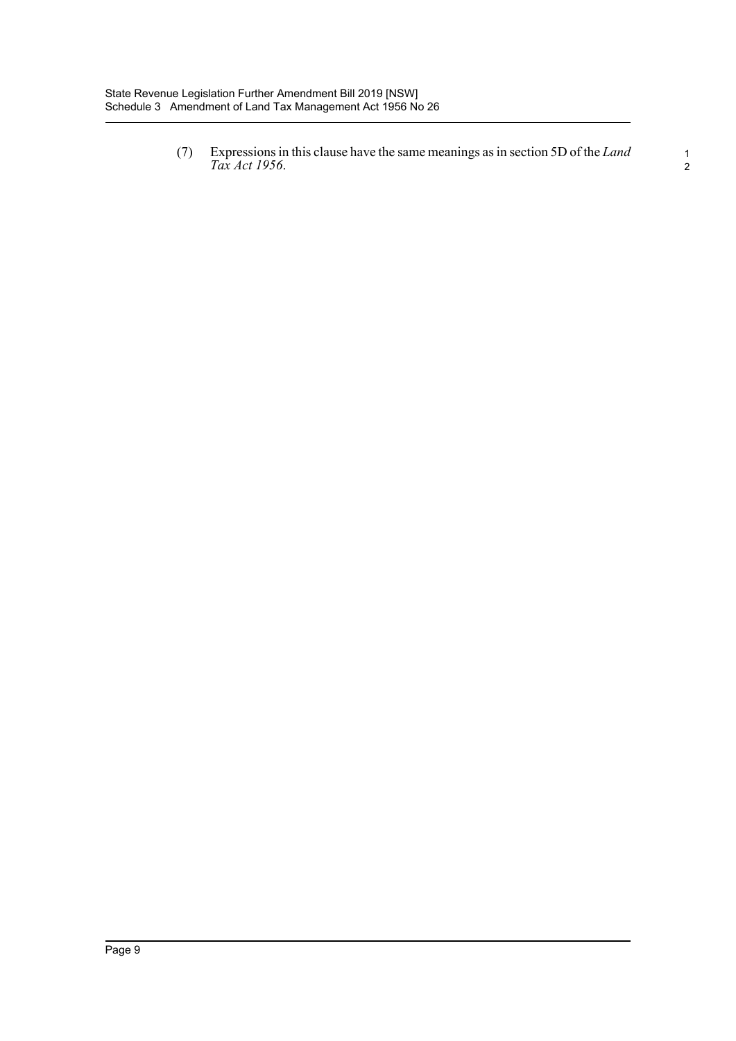(7) Expressions in this clause have the same meanings as in section 5D of the *Land Tax Act 1956*.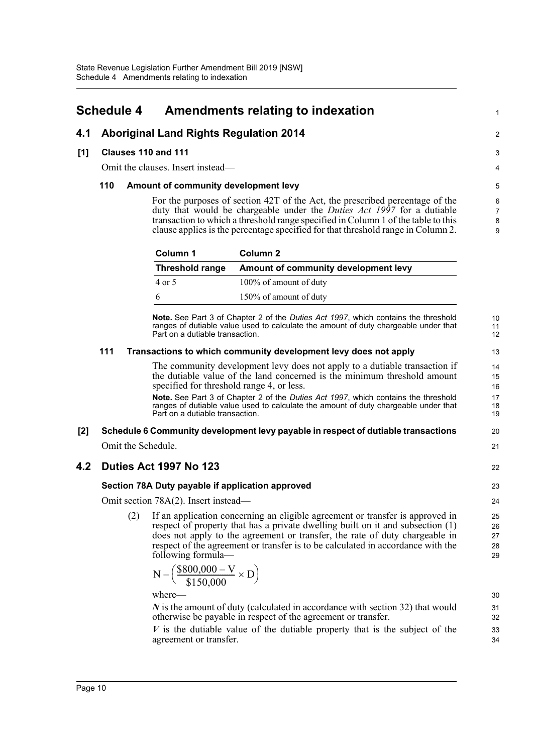# Schedule 4 Amendments relating to indexation

## 4.1 Aboriginal Land Rights Regulation 2014

### [1] Clauses 110 and 111

Omit the clauses. Insert instead—

#### 110 Amount of community development levy

For the purposes of section 42T of the Act, the prescribed percentage of the duty that would be chargeable under the *Duties Act 1997* for a dutiable transaction to which a threshold range specified in Column 1 of the table to this clause applies is the percentage specified for that threshold range in Column 2.

| Column 1 | Column 2 |
|---|---|
| **Threshold range** | **Amount of community development levy** |
| 4 or 5 | 100% of amount of duty |
| 6 | 150% of amount of duty |

**Note.** See Part 3 of Chapter 2 of the *Duties Act 1997*, which contains the threshold ranges of dutiable value used to calculate the amount of duty chargeable under that Part on a dutiable transaction.

#### 111 Transactions to which community development levy does not apply

The community development levy does not apply to a dutiable transaction if the dutiable value of the land concerned is the minimum threshold amount specified for threshold range 4, or less.

**Note.** See Part 3 of Chapter 2 of the *Duties Act 1997*, which contains the threshold ranges of dutiable value used to calculate the amount of duty chargeable under that Part on a dutiable transaction.

### [2] Schedule 6 Community development levy payable in respect of dutiable transactions

Omit the Schedule.

## 4.2 Duties Act 1997 No 123

### Section 78A Duty payable if application approved

Omit section 78A(2). Insert instead—

(2) If an application concerning an eligible agreement or transfer is approved in respect of property that has a private dwelling built on it and subsection (1) does not apply to the agreement or transfer, the rate of duty chargeable in respect of the agreement or transfer is to be calculated in accordance with the following formula—

$$N - \left( \frac{\$800{,}000 - V}{\$150{,}000} \times D \right)$$

where—

***N*** is the amount of duty (calculated in accordance with section 32) that would otherwise be payable in respect of the agreement or transfer.

***V*** is the dutiable value of the dutiable property that is the subject of the agreement or transfer.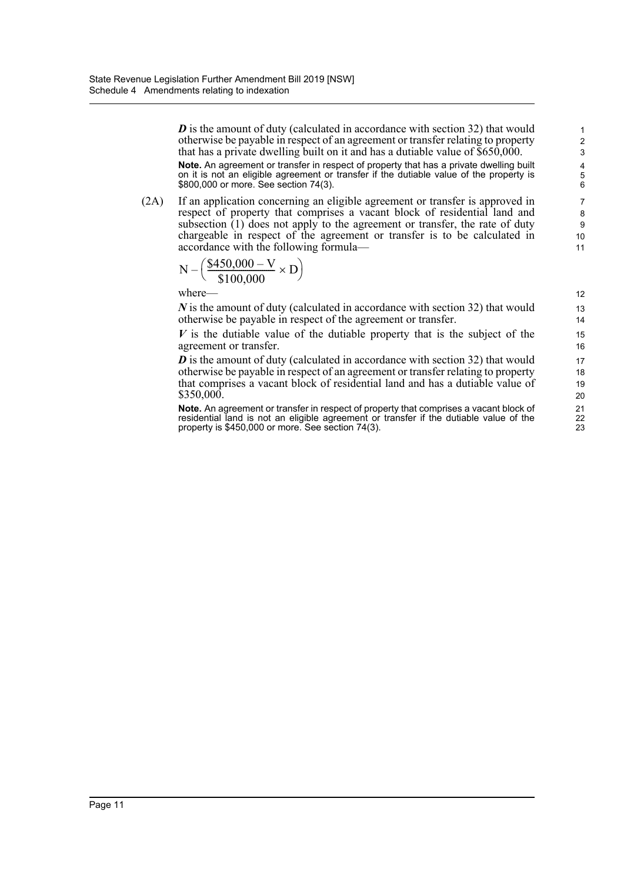***D*** is the amount of duty (calculated in accordance with section 32) that would otherwise be payable in respect of an agreement or transfer relating to property that has a private dwelling built on it and has a dutiable value of $650,000.

**Note.** An agreement or transfer in respect of property that has a private dwelling built on it is not an eligible agreement or transfer if the dutiable value of the property is $800,000 or more. See section 74(3).

(2A) If an application concerning an eligible agreement or transfer is approved in respect of property that comprises a vacant block of residential land and subsection (1) does not apply to the agreement or transfer, the rate of duty chargeable in respect of the agreement or transfer is to be calculated in accordance with the following formula—

$$N - \left(\frac{\$450{,}000 - V}{\$100{,}000} \times D\right)$$

where—

***N*** is the amount of duty (calculated in accordance with section 32) that would otherwise be payable in respect of the agreement or transfer.

***V*** is the dutiable value of the dutiable property that is the subject of the agreement or transfer.

***D*** is the amount of duty (calculated in accordance with section 32) that would otherwise be payable in respect of an agreement or transfer relating to property that comprises a vacant block of residential land and has a dutiable value of $350,000.

**Note.** An agreement or transfer in respect of property that comprises a vacant block of residential land is not an eligible agreement or transfer if the dutiable value of the property is $450,000 or more. See section 74(3).